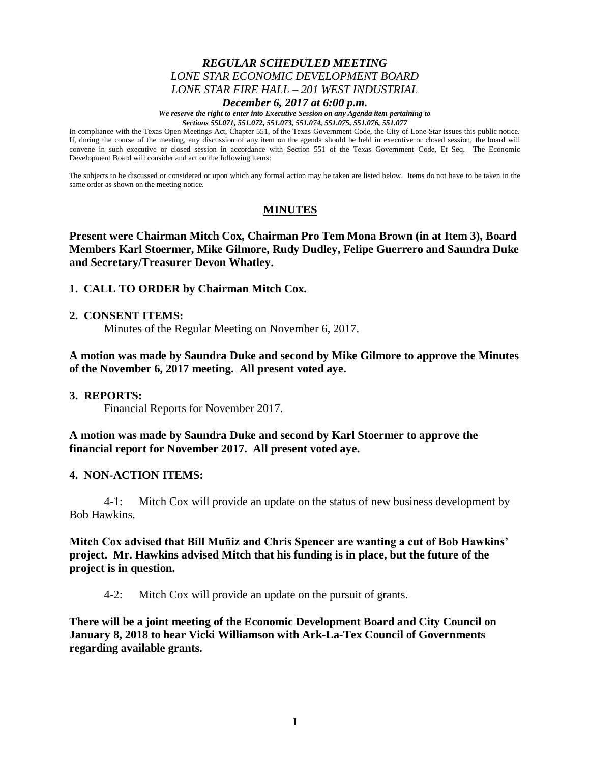***REGULAR SCHEDULED MEETING***
*LONE STAR ECONOMIC DEVELOPMENT BOARD*
*LONE STAR FIRE HALL – 201 WEST INDUSTRIAL*
***December 6, 2017 at 6:00 p.m.***

***We reserve the right to enter into Executive Session on any Agenda item pertaining to Sections 55l.071, 551.072, 551.073, 551.074, 551.075, 551.076, 551.077***

In compliance with the Texas Open Meetings Act, Chapter 551, of the Texas Government Code, the City of Lone Star issues this public notice. If, during the course of the meeting, any discussion of any item on the agenda should be held in executive or closed session, the board will convene in such executive or closed session in accordance with Section 551 of the Texas Government Code, Et Seq. The Economic Development Board will consider and act on the following items:

The subjects to be discussed or considered or upon which any formal action may be taken are listed below. Items do not have to be taken in the same order as shown on the meeting notice.

## MINUTES

**Present were Chairman Mitch Cox, Chairman Pro Tem Mona Brown (in at Item 3), Board Members Karl Stoermer, Mike Gilmore, Rudy Dudley, Felipe Guerrero and Saundra Duke and Secretary/Treasurer Devon Whatley.**

**1. CALL TO ORDER by Chairman Mitch Cox.**

**2. CONSENT ITEMS:**

Minutes of the Regular Meeting on November 6, 2017.

**A motion was made by Saundra Duke and second by Mike Gilmore to approve the Minutes of the November 6, 2017 meeting. All present voted aye.**

**3. REPORTS:**

Financial Reports for November 2017.

**A motion was made by Saundra Duke and second by Karl Stoermer to approve the financial report for November 2017. All present voted aye.**

**4. NON-ACTION ITEMS:**

4-1: Mitch Cox will provide an update on the status of new business development by Bob Hawkins.

**Mitch Cox advised that Bill Muñiz and Chris Spencer are wanting a cut of Bob Hawkins' project. Mr. Hawkins advised Mitch that his funding is in place, but the future of the project is in question.**

4-2: Mitch Cox will provide an update on the pursuit of grants.

**There will be a joint meeting of the Economic Development Board and City Council on January 8, 2018 to hear Vicki Williamson with Ark-La-Tex Council of Governments regarding available grants.**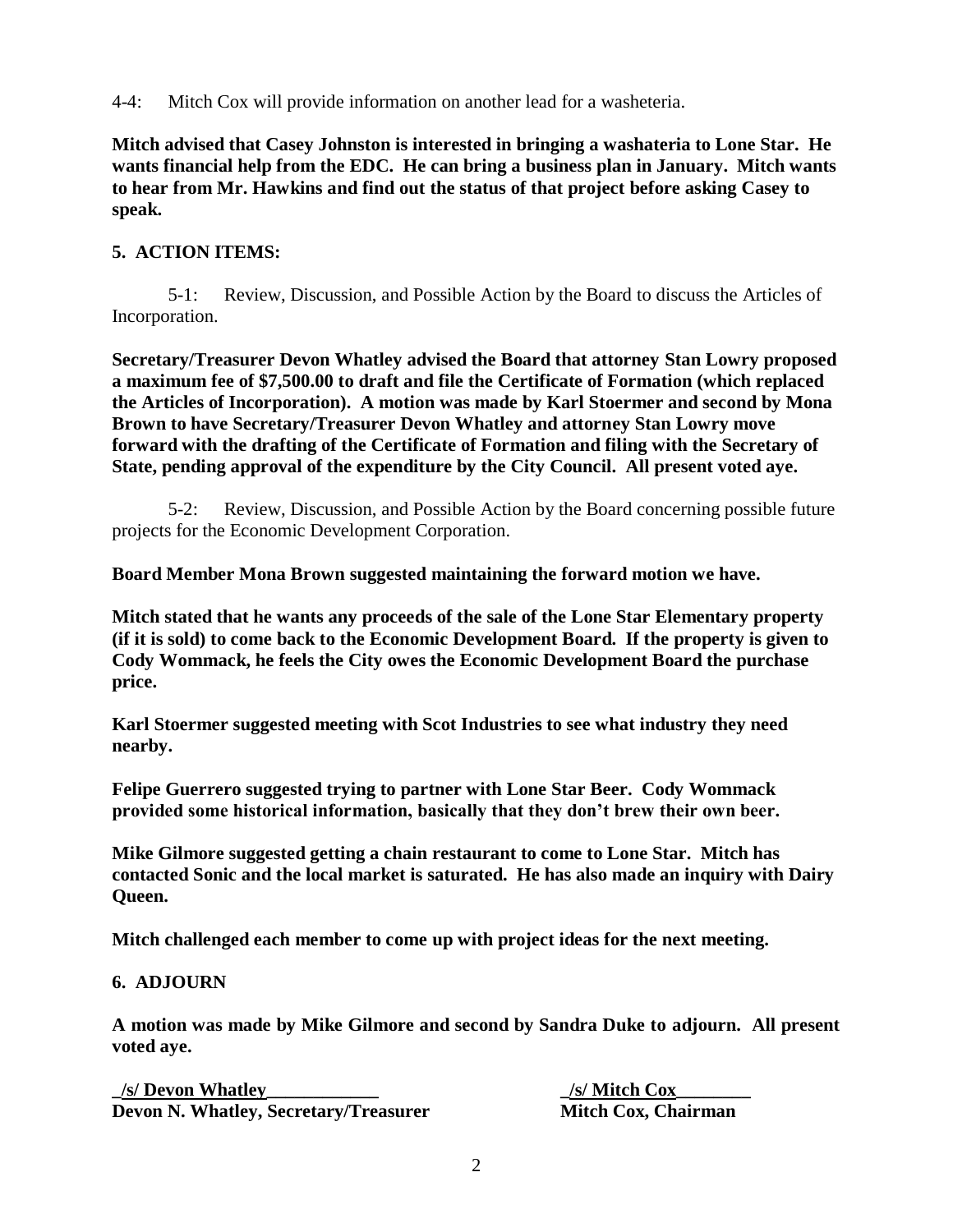4-4: Mitch Cox will provide information on another lead for a washeteria.

**Mitch advised that Casey Johnston is interested in bringing a washateria to Lone Star. He wants financial help from the EDC. He can bring a business plan in January. Mitch wants to hear from Mr. Hawkins and find out the status of that project before asking Casey to speak.**

**5. ACTION ITEMS:**

5-1: Review, Discussion, and Possible Action by the Board to discuss the Articles of Incorporation.

**Secretary/Treasurer Devon Whatley advised the Board that attorney Stan Lowry proposed a maximum fee of $7,500.00 to draft and file the Certificate of Formation (which replaced the Articles of Incorporation). A motion was made by Karl Stoermer and second by Mona Brown to have Secretary/Treasurer Devon Whatley and attorney Stan Lowry move forward with the drafting of the Certificate of Formation and filing with the Secretary of State, pending approval of the expenditure by the City Council. All present voted aye.**

5-2: Review, Discussion, and Possible Action by the Board concerning possible future projects for the Economic Development Corporation.

**Board Member Mona Brown suggested maintaining the forward motion we have.**

**Mitch stated that he wants any proceeds of the sale of the Lone Star Elementary property (if it is sold) to come back to the Economic Development Board. If the property is given to Cody Wommack, he feels the City owes the Economic Development Board the purchase price.**

**Karl Stoermer suggested meeting with Scot Industries to see what industry they need nearby.**

**Felipe Guerrero suggested trying to partner with Lone Star Beer. Cody Wommack provided some historical information, basically that they don't brew their own beer.**

**Mike Gilmore suggested getting a chain restaurant to come to Lone Star. Mitch has contacted Sonic and the local market is saturated. He has also made an inquiry with Dairy Queen.**

**Mitch challenged each member to come up with project ideas for the next meeting.**

**6. ADJOURN**

**A motion was made by Mike Gilmore and second by Sandra Duke to adjourn. All present voted aye.**

**_/s/ Devon Whatley____________**
**Devon N. Whatley, Secretary/Treasurer**

**_/s/ Mitch Cox________**
**Mitch Cox, Chairman**